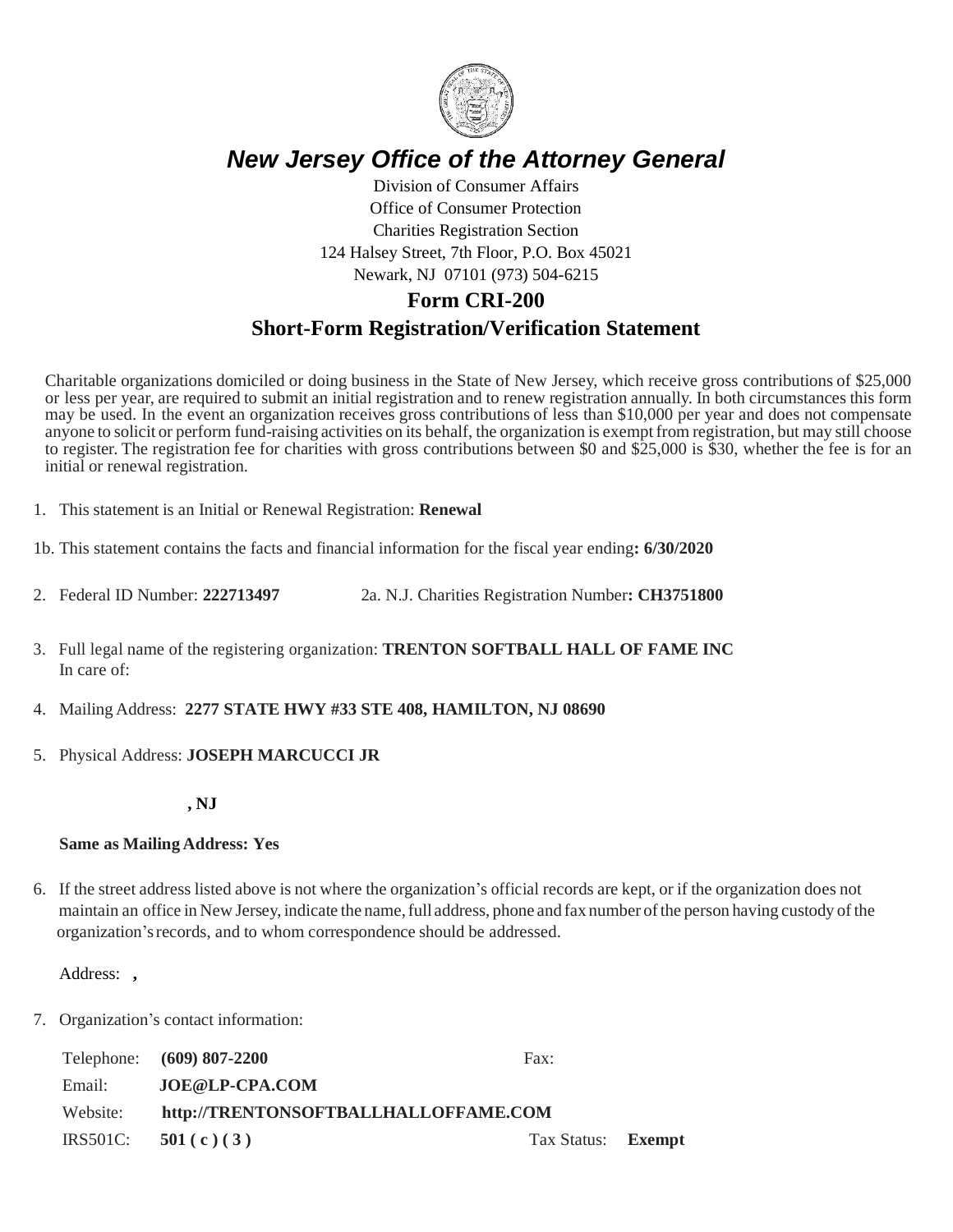# *New Jersey Office of the Attorney General*

Division of Consumer Affairs
Office of Consumer Protection
Charities Registration Section
124 Halsey Street, 7th Floor, P.O. Box 45021
Newark, NJ 07101 (973) 504-6215

## Form CRI-200

## Short-Form Registration/Verification Statement

Charitable organizations domiciled or doing business in the State of New Jersey, which receive gross contributions of $25,000 or less per year, are required to submit an initial registration and to renew registration annually. In both circumstances this form may be used. In the event an organization receives gross contributions of less than $10,000 per year and does not compensate anyone to solicit or perform fund-raising activities on its behalf, the organization is exempt from registration, but may still choose to register. The registration fee for charities with gross contributions between $0 and $25,000 is $30, whether the fee is for an initial or renewal registration.

1. This statement is an Initial or Renewal Registration: **Renewal**

1b. This statement contains the facts and financial information for the fiscal year ending**: 6/30/2020**

2. Federal ID Number: **222713497** 2a. N.J. Charities Registration Number**: CH3751800**

3. Full legal name of the registering organization: **TRENTON SOFTBALL HALL OF FAME INC**
   In care of:

4. Mailing Address: **2277 STATE HWY #33 STE 408, HAMILTON, NJ 08690**

5. Physical Address: **JOSEPH MARCUCCI JR**

   **, NJ**

   **Same as Mailing Address: Yes**

6. If the street address listed above is not where the organization's official records are kept, or if the organization does not maintain an office in New Jersey, indicate the name, full address, phone and fax number of the person having custody of the organization's records, and to whom correspondence should be addressed.

   Address: **,**

7. Organization's contact information:

   Telephone: **(609) 807-2200** Fax:
   Email: **JOE@LP-CPA.COM**
   Website: **http://TRENTONSOFTBALLHALLOFFAME.COM**
   IRS501C: **501 ( c ) ( 3 )** Tax Status: **Exempt**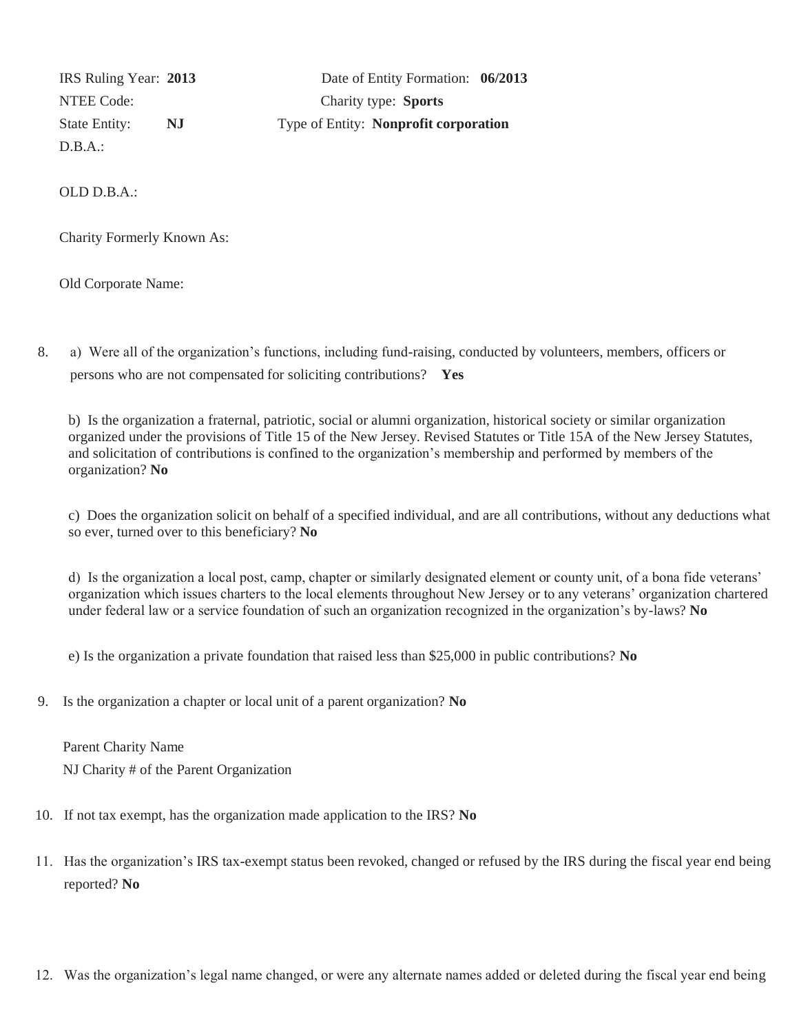IRS Ruling Year: **2013** Date of Entity Formation: **06/2013**

NTEE Code: Charity type: **Sports**

State Entity: **NJ** Type of Entity: **Nonprofit corporation**

D.B.A.:

OLD D.B.A.:

Charity Formerly Known As:

Old Corporate Name:

8. a) Were all of the organization's functions, including fund-raising, conducted by volunteers, members, officers or persons who are not compensated for soliciting contributions? **Yes**

   b) Is the organization a fraternal, patriotic, social or alumni organization, historical society or similar organization organized under the provisions of Title 15 of the New Jersey. Revised Statutes or Title 15A of the New Jersey Statutes, and solicitation of contributions is confined to the organization's membership and performed by members of the organization? **No**

   c) Does the organization solicit on behalf of a specified individual, and are all contributions, without any deductions what so ever, turned over to this beneficiary? **No**

   d) Is the organization a local post, camp, chapter or similarly designated element or county unit, of a bona fide veterans' organization which issues charters to the local elements throughout New Jersey or to any veterans' organization chartered under federal law or a service foundation of such an organization recognized in the organization's by-laws? **No**

   e) Is the organization a private foundation that raised less than $25,000 in public contributions? **No**

9. Is the organization a chapter or local unit of a parent organization? **No**

   Parent Charity Name

   NJ Charity # of the Parent Organization

10. If not tax exempt, has the organization made application to the IRS? **No**

11. Has the organization's IRS tax-exempt status been revoked, changed or refused by the IRS during the fiscal year end being reported? **No**

12. Was the organization's legal name changed, or were any alternate names added or deleted during the fiscal year end being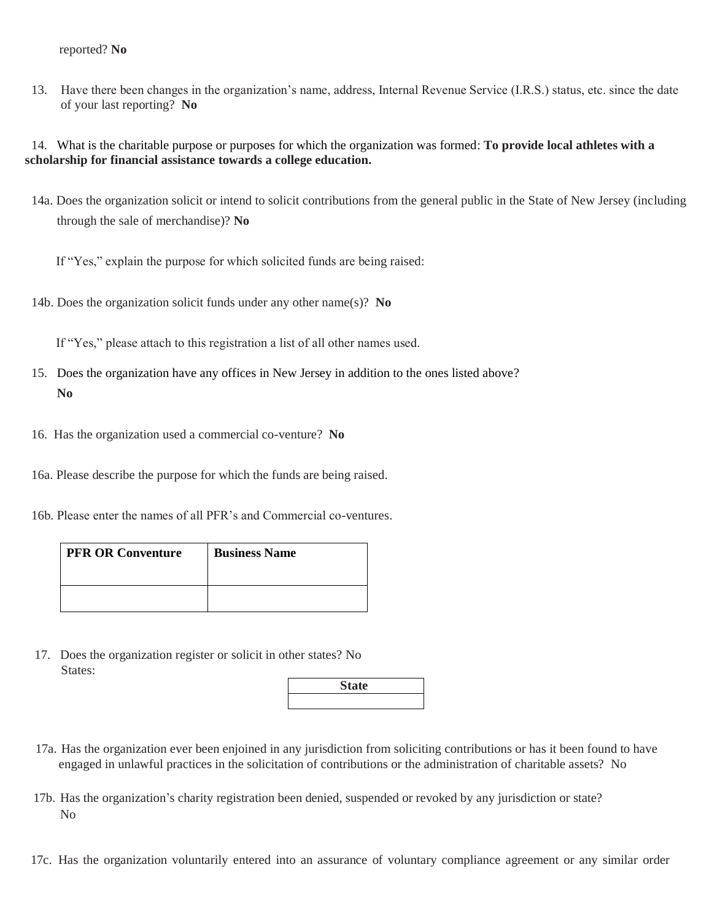reported? **No**

13. Have there been changes in the organization's name, address, Internal Revenue Service (I.R.S.) status, etc. since the date of your last reporting? **No**

14. What is the charitable purpose or purposes for which the organization was formed: **To provide local athletes with a scholarship for financial assistance towards a college education.**

14a. Does the organization solicit or intend to solicit contributions from the general public in the State of New Jersey (including through the sale of merchandise)? **No**

If "Yes," explain the purpose for which solicited funds are being raised:

14b. Does the organization solicit funds under any other name(s)? **No**

If "Yes," please attach to this registration a list of all other names used.

15. Does the organization have any offices in New Jersey in addition to the ones listed above? **No**

16. Has the organization used a commercial co-venture? **No**

16a. Please describe the purpose for which the funds are being raised.

16b. Please enter the names of all PFR's and Commercial co-ventures.

| PFR OR Conventure | Business Name |
|---|---|
| | |

17. Does the organization register or solicit in other states? No
States:

| State |
|---|
| |

17a. Has the organization ever been enjoined in any jurisdiction from soliciting contributions or has it been found to have engaged in unlawful practices in the solicitation of contributions or the administration of charitable assets? No

17b. Has the organization's charity registration been denied, suspended or revoked by any jurisdiction or state? No

17c. Has the organization voluntarily entered into an assurance of voluntary compliance agreement or any similar order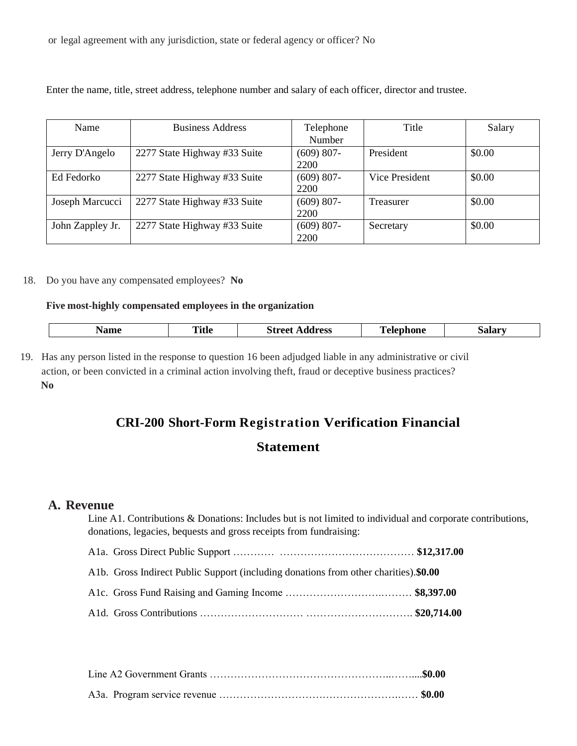or legal agreement with any jurisdiction, state or federal agency or officer? No

Enter the name, title, street address, telephone number and salary of each officer, director and trustee.

| Name | Business Address | Telephone Number | Title | Salary |
|---|---|---|---|---|
| Jerry D'Angelo | 2277 State Highway #33 Suite | (609) 807-2200 | President | $0.00 |
| Ed Fedorko | 2277 State Highway #33 Suite | (609) 807-2200 | Vice President | $0.00 |
| Joseph Marcucci | 2277 State Highway #33 Suite | (609) 807-2200 | Treasurer | $0.00 |
| John Zappley Jr. | 2277 State Highway #33 Suite | (609) 807-2200 | Secretary | $0.00 |

18. Do you have any compensated employees? **No**

**Five most-highly compensated employees in the organization**

| Name | Title | Street Address | Telephone | Salary |
|---|---|---|---|---|

19. Has any person listed in the response to question 16 been adjudged liable in any administrative or civil action, or been convicted in a criminal action involving theft, fraud or deceptive business practices? **No**

# CRI-200 Short-Form Registration Verification Financial Statement

## A. Revenue

Line A1. Contributions & Donations: Includes but is not limited to individual and corporate contributions, donations, legacies, bequests and gross receipts from fundraising:

A1a. Gross Direct Public Support ………… ………………………………… **$12,317.00**

A1b. Gross Indirect Public Support (including donations from other charities).**$0.00**

A1c. Gross Fund Raising and Gaming Income ……………………….……… **$8,397.00**

A1d. Gross Contributions ………………………… …………………………. **$20,714.00**

Line A2 Government Grants …………………………………………..……....**$0.00**

A3a. Program service revenue ……………………….……………………….…… **$0.00**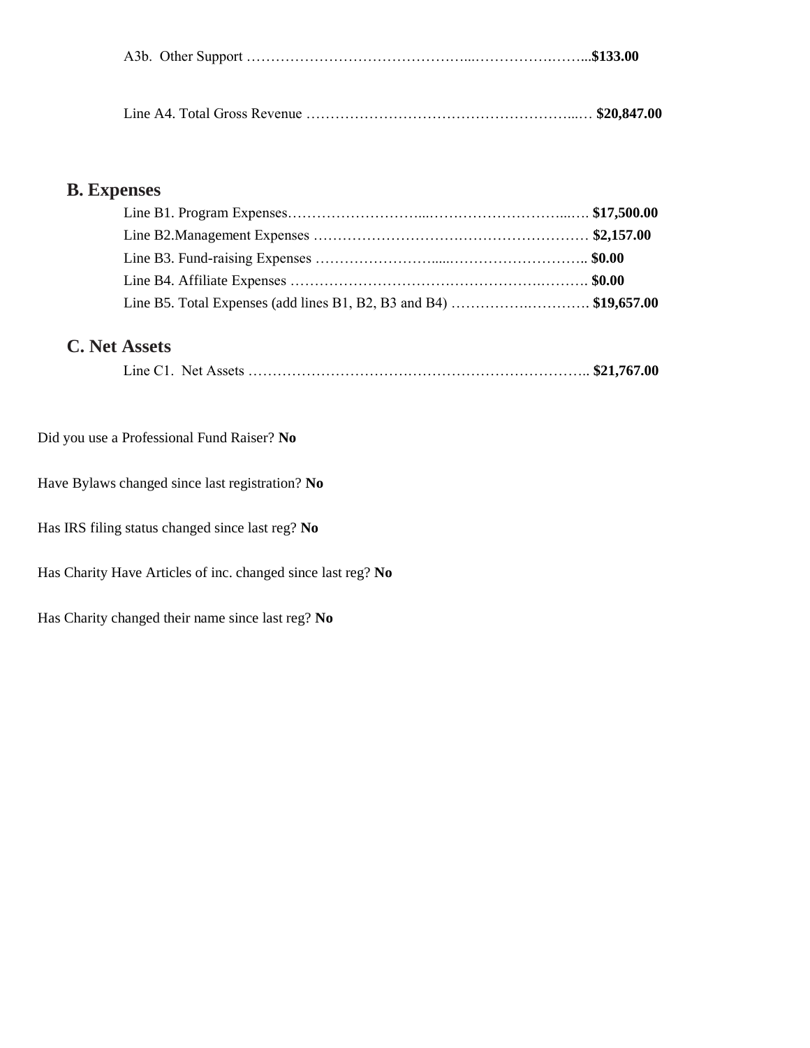A3b. Other Support ……………………………………………………………………**$133.00**

Line A4. Total Gross Revenue ……………………………………………………… **$20,847.00**

## B. Expenses

Line B1. Program Expenses……………………………………………………… **$17,500.00**

Line B2.Management Expenses …………………………………………………… **$2,157.00**

Line B3. Fund-raising Expenses …………………………………………………… **$0.00**

Line B4. Affiliate Expenses ………………………………………………………… **$0.00**

Line B5. Total Expenses (add lines B1, B2, B3 and B4) ……………………… **$19,657.00**

## C. Net Assets

Line C1. Net Assets ……………………………………………………………… **$21,767.00**

Did you use a Professional Fund Raiser? **No**

Have Bylaws changed since last registration? **No**

Has IRS filing status changed since last reg? **No**

Has Charity Have Articles of inc. changed since last reg? **No**

Has Charity changed their name since last reg? **No**